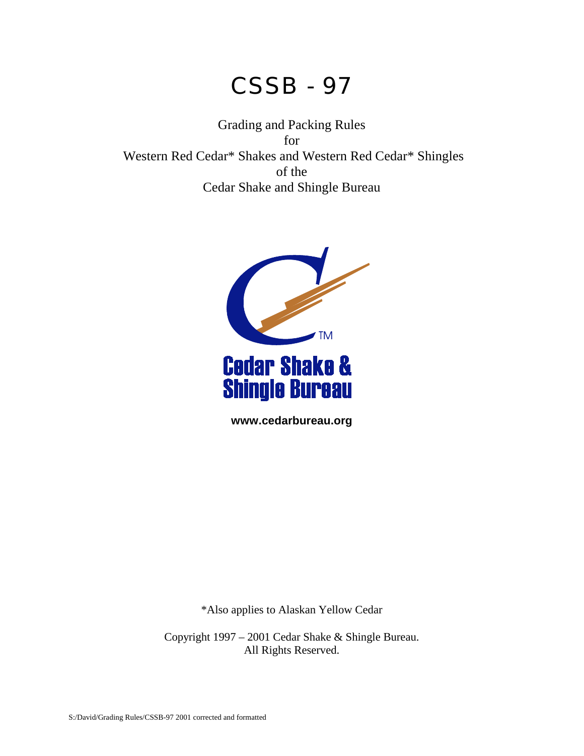# CSSB - 97

Grading and Packing Rules
for
Western Red Cedar* Shakes and Western Red Cedar* Shingles
of the
Cedar Shake and Shingle Bureau

Cedar Shake & Shingle Bureau

**www.cedarbureau.org**

*Also applies to Alaskan Yellow Cedar

Copyright 1997 – 2001 Cedar Shake & Shingle Bureau.
All Rights Reserved.

S:/David/Grading Rules/CSSB-97 2001 corrected and formatted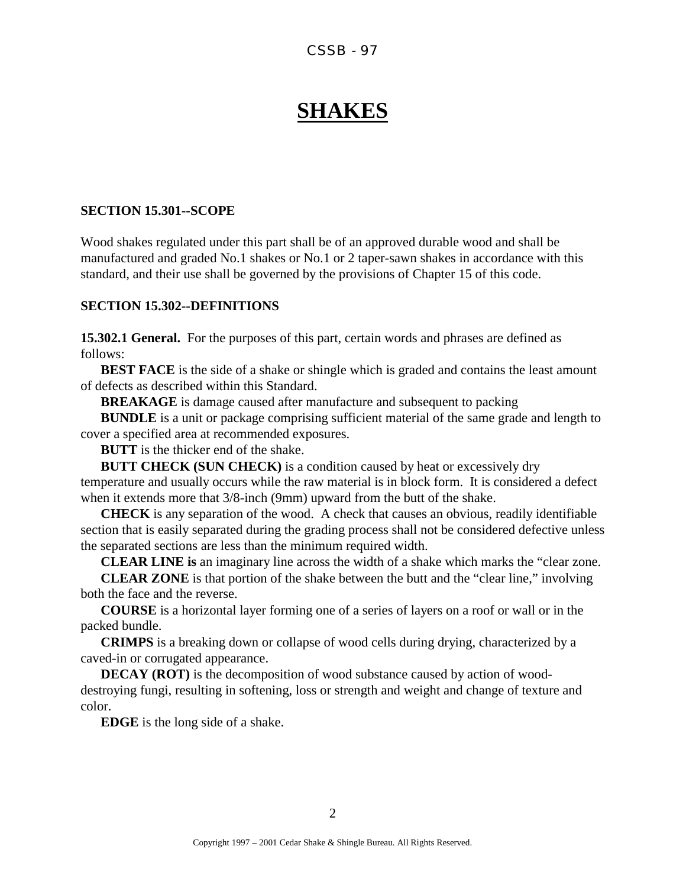# SHAKES

**SECTION 15.301--SCOPE**

Wood shakes regulated under this part shall be of an approved durable wood and shall be manufactured and graded No.1 shakes or No.1 or 2 taper-sawn shakes in accordance with this standard, and their use shall be governed by the provisions of Chapter 15 of this code.

**SECTION 15.302--DEFINITIONS**

**15.302.1 General.** For the purposes of this part, certain words and phrases are defined as follows:

**BEST FACE** is the side of a shake or shingle which is graded and contains the least amount of defects as described within this Standard.

**BREAKAGE** is damage caused after manufacture and subsequent to packing

**BUNDLE** is a unit or package comprising sufficient material of the same grade and length to cover a specified area at recommended exposures.

**BUTT** is the thicker end of the shake.

**BUTT CHECK (SUN CHECK)** is a condition caused by heat or excessively dry temperature and usually occurs while the raw material is in block form. It is considered a defect when it extends more that 3/8-inch (9mm) upward from the butt of the shake.

**CHECK** is any separation of the wood. A check that causes an obvious, readily identifiable section that is easily separated during the grading process shall not be considered defective unless the separated sections are less than the minimum required width.

**CLEAR LINE is** an imaginary line across the width of a shake which marks the "clear zone.

**CLEAR ZONE** is that portion of the shake between the butt and the "clear line," involving both the face and the reverse.

**COURSE** is a horizontal layer forming one of a series of layers on a roof or wall or in the packed bundle.

**CRIMPS** is a breaking down or collapse of wood cells during drying, characterized by a caved-in or corrugated appearance.

**DECAY (ROT)** is the decomposition of wood substance caused by action of wood-destroying fungi, resulting in softening, loss or strength and weight and change of texture and color.

**EDGE** is the long side of a shake.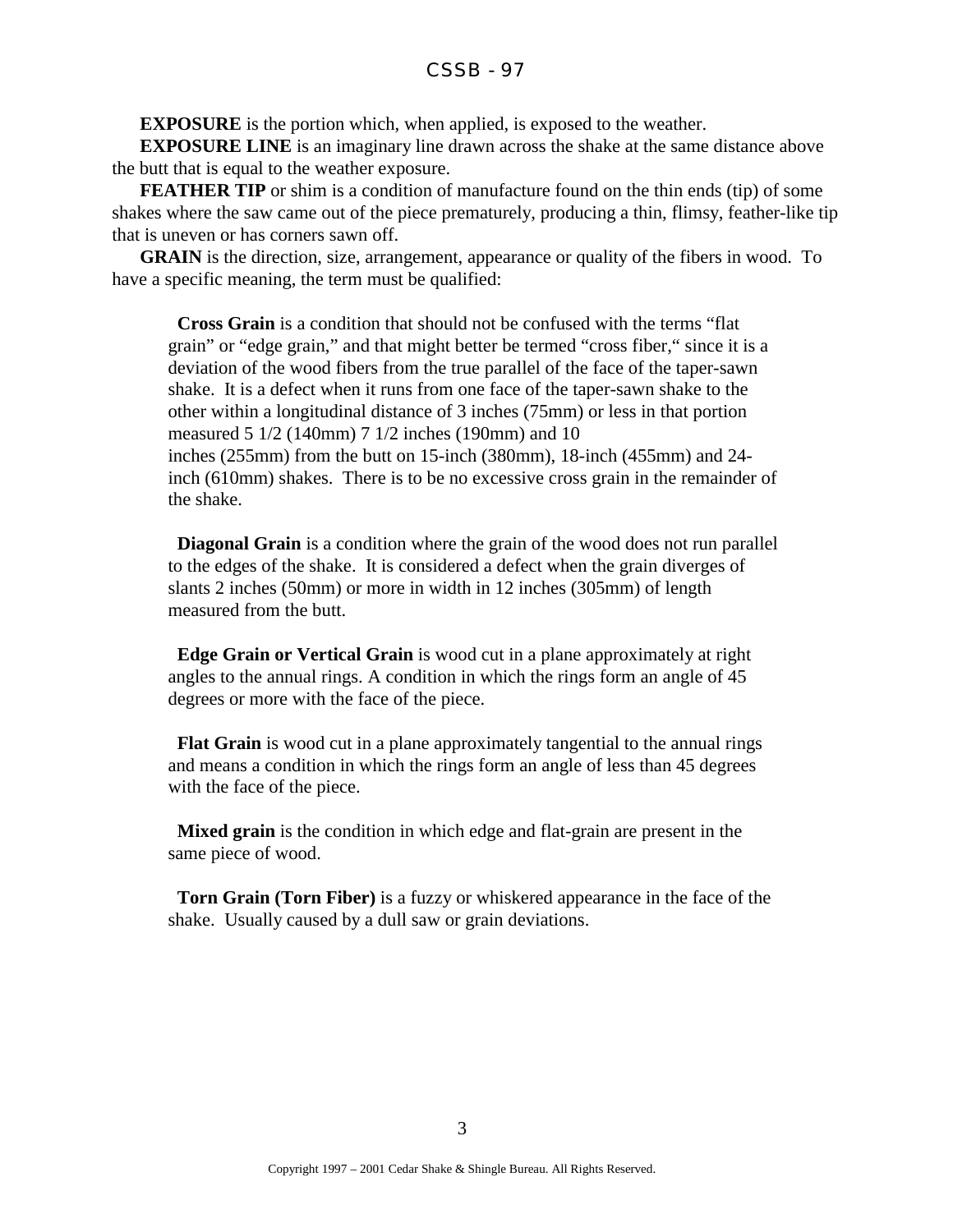**EXPOSURE** is the portion which, when applied, is exposed to the weather.

**EXPOSURE LINE** is an imaginary line drawn across the shake at the same distance above the butt that is equal to the weather exposure.

**FEATHER TIP** or shim is a condition of manufacture found on the thin ends (tip) of some shakes where the saw came out of the piece prematurely, producing a thin, flimsy, feather-like tip that is uneven or has corners sawn off.

**GRAIN** is the direction, size, arrangement, appearance or quality of the fibers in wood. To have a specific meaning, the term must be qualified:

> **Cross Grain** is a condition that should not be confused with the terms "flat grain" or "edge grain," and that might better be termed "cross fiber," since it is a deviation of the wood fibers from the true parallel of the face of the taper-sawn shake. It is a defect when it runs from one face of the taper-sawn shake to the other within a longitudinal distance of 3 inches (75mm) or less in that portion measured 5 1/2 (140mm) 7 1/2 inches (190mm) and 10 inches (255mm) from the butt on 15-inch (380mm), 18-inch (455mm) and 24-inch (610mm) shakes. There is to be no excessive cross grain in the remainder of the shake.
>
> **Diagonal Grain** is a condition where the grain of the wood does not run parallel to the edges of the shake. It is considered a defect when the grain diverges of slants 2 inches (50mm) or more in width in 12 inches (305mm) of length measured from the butt.
>
> **Edge Grain or Vertical Grain** is wood cut in a plane approximately at right angles to the annual rings. A condition in which the rings form an angle of 45 degrees or more with the face of the piece.
>
> **Flat Grain** is wood cut in a plane approximately tangential to the annual rings and means a condition in which the rings form an angle of less than 45 degrees with the face of the piece.
>
> **Mixed grain** is the condition in which edge and flat-grain are present in the same piece of wood.
>
> **Torn Grain (Torn Fiber)** is a fuzzy or whiskered appearance in the face of the shake. Usually caused by a dull saw or grain deviations.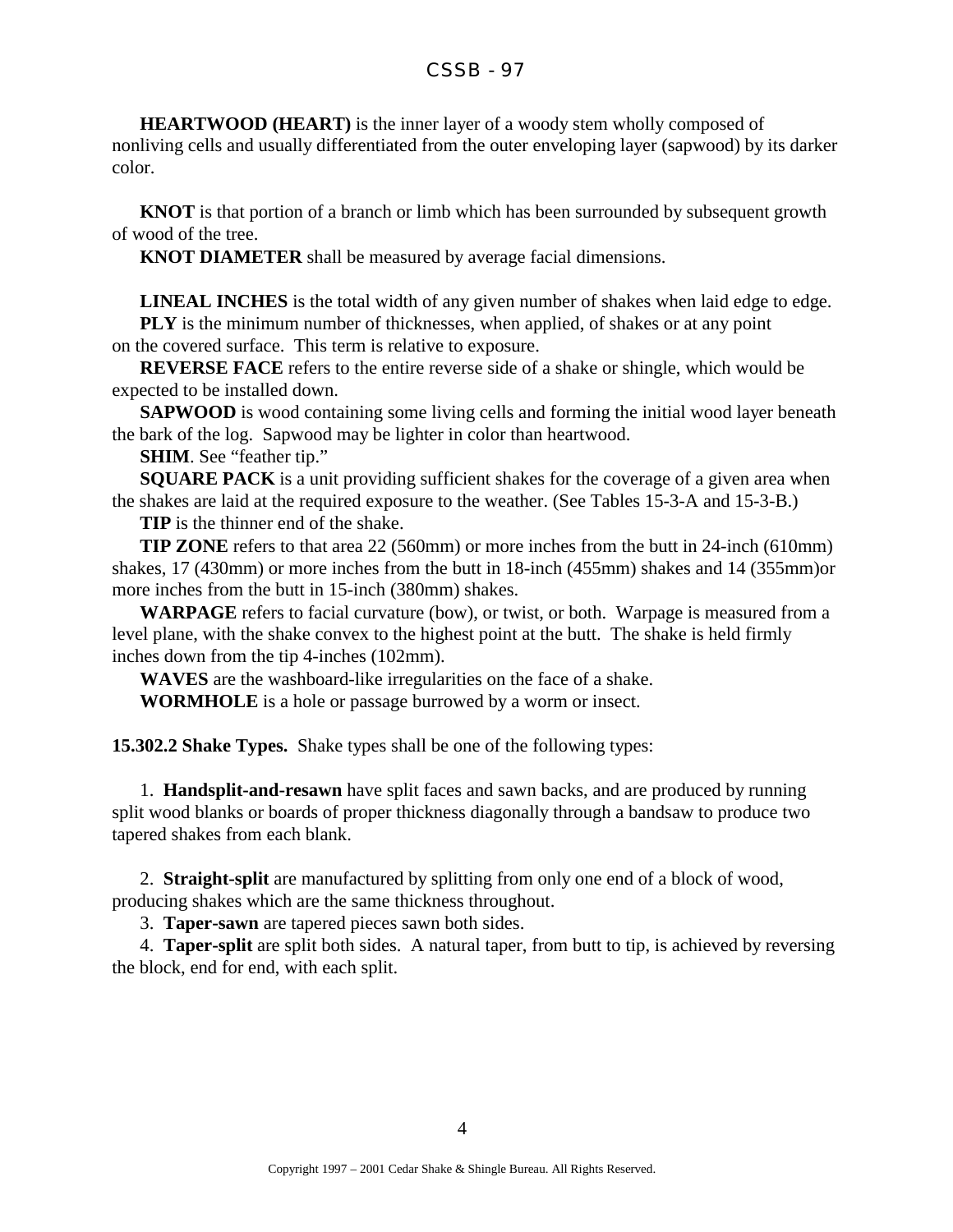**HEARTWOOD (HEART)** is the inner layer of a woody stem wholly composed of nonliving cells and usually differentiated from the outer enveloping layer (sapwood) by its darker color.

**KNOT** is that portion of a branch or limb which has been surrounded by subsequent growth of wood of the tree.

**KNOT DIAMETER** shall be measured by average facial dimensions.

**LINEAL INCHES** is the total width of any given number of shakes when laid edge to edge.

**PLY** is the minimum number of thicknesses, when applied, of shakes or at any point on the covered surface. This term is relative to exposure.

**REVERSE FACE** refers to the entire reverse side of a shake or shingle, which would be expected to be installed down.

**SAPWOOD** is wood containing some living cells and forming the initial wood layer beneath the bark of the log. Sapwood may be lighter in color than heartwood.

**SHIM**. See "feather tip."

**SQUARE PACK** is a unit providing sufficient shakes for the coverage of a given area when the shakes are laid at the required exposure to the weather. (See Tables 15-3-A and 15-3-B.)

**TIP** is the thinner end of the shake.

**TIP ZONE** refers to that area 22 (560mm) or more inches from the butt in 24-inch (610mm) shakes, 17 (430mm) or more inches from the butt in 18-inch (455mm) shakes and 14 (355mm)or more inches from the butt in 15-inch (380mm) shakes.

**WARPAGE** refers to facial curvature (bow), or twist, or both. Warpage is measured from a level plane, with the shake convex to the highest point at the butt. The shake is held firmly inches down from the tip 4-inches (102mm).

**WAVES** are the washboard-like irregularities on the face of a shake.

**WORMHOLE** is a hole or passage burrowed by a worm or insect.

**15.302.2 Shake Types.** Shake types shall be one of the following types:

1. **Handsplit-and-resawn** have split faces and sawn backs, and are produced by running split wood blanks or boards of proper thickness diagonally through a bandsaw to produce two tapered shakes from each blank.

2. **Straight-split** are manufactured by splitting from only one end of a block of wood, producing shakes which are the same thickness throughout.

3. **Taper-sawn** are tapered pieces sawn both sides.

4. **Taper-split** are split both sides. A natural taper, from butt to tip, is achieved by reversing the block, end for end, with each split.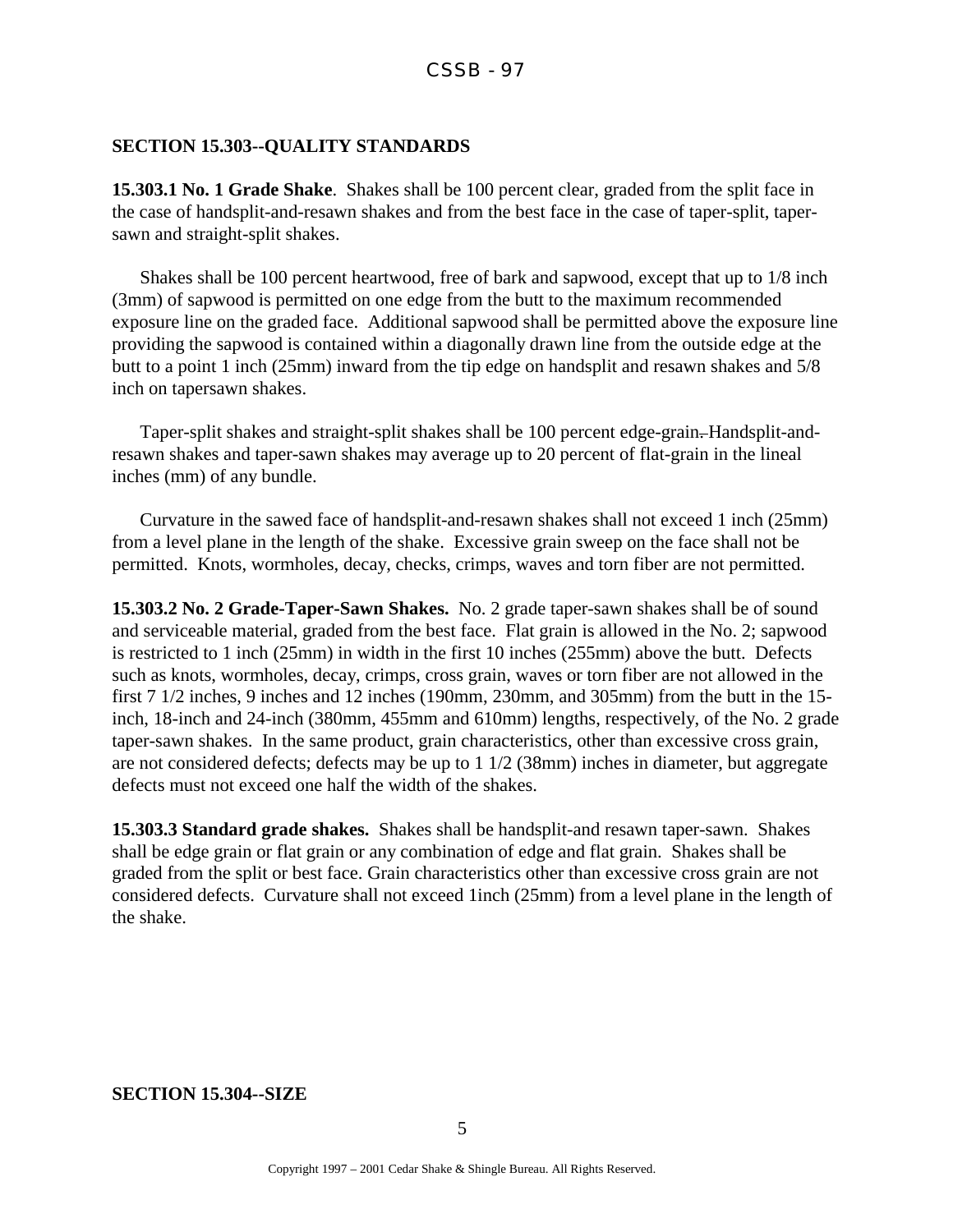## SECTION 15.303--QUALITY STANDARDS

**15.303.1 No. 1 Grade Shake**. Shakes shall be 100 percent clear, graded from the split face in the case of handsplit-and-resawn shakes and from the best face in the case of taper-split, taper-sawn and straight-split shakes.

Shakes shall be 100 percent heartwood, free of bark and sapwood, except that up to 1/8 inch (3mm) of sapwood is permitted on one edge from the butt to the maximum recommended exposure line on the graded face. Additional sapwood shall be permitted above the exposure line providing the sapwood is contained within a diagonally drawn line from the outside edge at the butt to a point 1 inch (25mm) inward from the tip edge on handsplit and resawn shakes and 5/8 inch on tapersawn shakes.

Taper-split shakes and straight-split shakes shall be 100 percent edge-grain. Handsplit-and-resawn shakes and taper-sawn shakes may average up to 20 percent of flat-grain in the lineal inches (mm) of any bundle.

Curvature in the sawed face of handsplit-and-resawn shakes shall not exceed 1 inch (25mm) from a level plane in the length of the shake. Excessive grain sweep on the face shall not be permitted. Knots, wormholes, decay, checks, crimps, waves and torn fiber are not permitted.

**15.303.2 No. 2 Grade-Taper-Sawn Shakes.** No. 2 grade taper-sawn shakes shall be of sound and serviceable material, graded from the best face. Flat grain is allowed in the No. 2; sapwood is restricted to 1 inch (25mm) in width in the first 10 inches (255mm) above the butt. Defects such as knots, wormholes, decay, crimps, cross grain, waves or torn fiber are not allowed in the first 7 1/2 inches, 9 inches and 12 inches (190mm, 230mm, and 305mm) from the butt in the 15-inch, 18-inch and 24-inch (380mm, 455mm and 610mm) lengths, respectively, of the No. 2 grade taper-sawn shakes. In the same product, grain characteristics, other than excessive cross grain, are not considered defects; defects may be up to 1 1/2 (38mm) inches in diameter, but aggregate defects must not exceed one half the width of the shakes.

**15.303.3 Standard grade shakes.** Shakes shall be handsplit-and resawn taper-sawn. Shakes shall be edge grain or flat grain or any combination of edge and flat grain. Shakes shall be graded from the split or best face. Grain characteristics other than excessive cross grain are not considered defects. Curvature shall not exceed 1inch (25mm) from a level plane in the length of the shake.

## SECTION 15.304--SIZE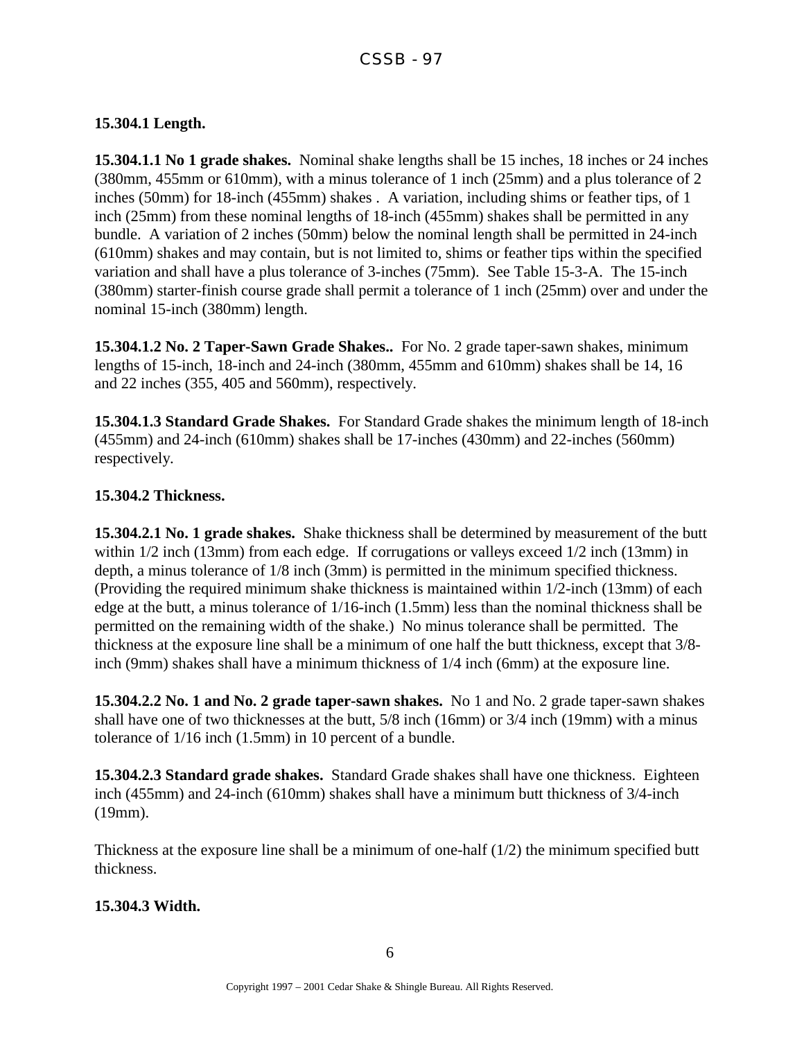**15.304.1 Length.**

**15.304.1.1 No 1 grade shakes.** Nominal shake lengths shall be 15 inches, 18 inches or 24 inches (380mm, 455mm or 610mm), with a minus tolerance of 1 inch (25mm) and a plus tolerance of 2 inches (50mm) for 18-inch (455mm) shakes . A variation, including shims or feather tips, of 1 inch (25mm) from these nominal lengths of 18-inch (455mm) shakes shall be permitted in any bundle. A variation of 2 inches (50mm) below the nominal length shall be permitted in 24-inch (610mm) shakes and may contain, but is not limited to, shims or feather tips within the specified variation and shall have a plus tolerance of 3-inches (75mm). See Table 15-3-A. The 15-inch (380mm) starter-finish course grade shall permit a tolerance of 1 inch (25mm) over and under the nominal 15-inch (380mm) length.

**15.304.1.2 No. 2 Taper-Sawn Grade Shakes..** For No. 2 grade taper-sawn shakes, minimum lengths of 15-inch, 18-inch and 24-inch (380mm, 455mm and 610mm) shakes shall be 14, 16 and 22 inches (355, 405 and 560mm), respectively.

**15.304.1.3 Standard Grade Shakes.** For Standard Grade shakes the minimum length of 18-inch (455mm) and 24-inch (610mm) shakes shall be 17-inches (430mm) and 22-inches (560mm) respectively.

**15.304.2 Thickness.**

**15.304.2.1 No. 1 grade shakes.** Shake thickness shall be determined by measurement of the butt within 1/2 inch (13mm) from each edge. If corrugations or valleys exceed 1/2 inch (13mm) in depth, a minus tolerance of 1/8 inch (3mm) is permitted in the minimum specified thickness. (Providing the required minimum shake thickness is maintained within 1/2-inch (13mm) of each edge at the butt, a minus tolerance of 1/16-inch (1.5mm) less than the nominal thickness shall be permitted on the remaining width of the shake.) No minus tolerance shall be permitted. The thickness at the exposure line shall be a minimum of one half the butt thickness, except that 3/8-inch (9mm) shakes shall have a minimum thickness of 1/4 inch (6mm) at the exposure line.

**15.304.2.2 No. 1 and No. 2 grade taper-sawn shakes.** No 1 and No. 2 grade taper-sawn shakes shall have one of two thicknesses at the butt, 5/8 inch (16mm) or 3/4 inch (19mm) with a minus tolerance of 1/16 inch (1.5mm) in 10 percent of a bundle.

**15.304.2.3 Standard grade shakes.** Standard Grade shakes shall have one thickness. Eighteen inch (455mm) and 24-inch (610mm) shakes shall have a minimum butt thickness of 3/4-inch (19mm).

Thickness at the exposure line shall be a minimum of one-half (1/2) the minimum specified butt thickness.

**15.304.3 Width.**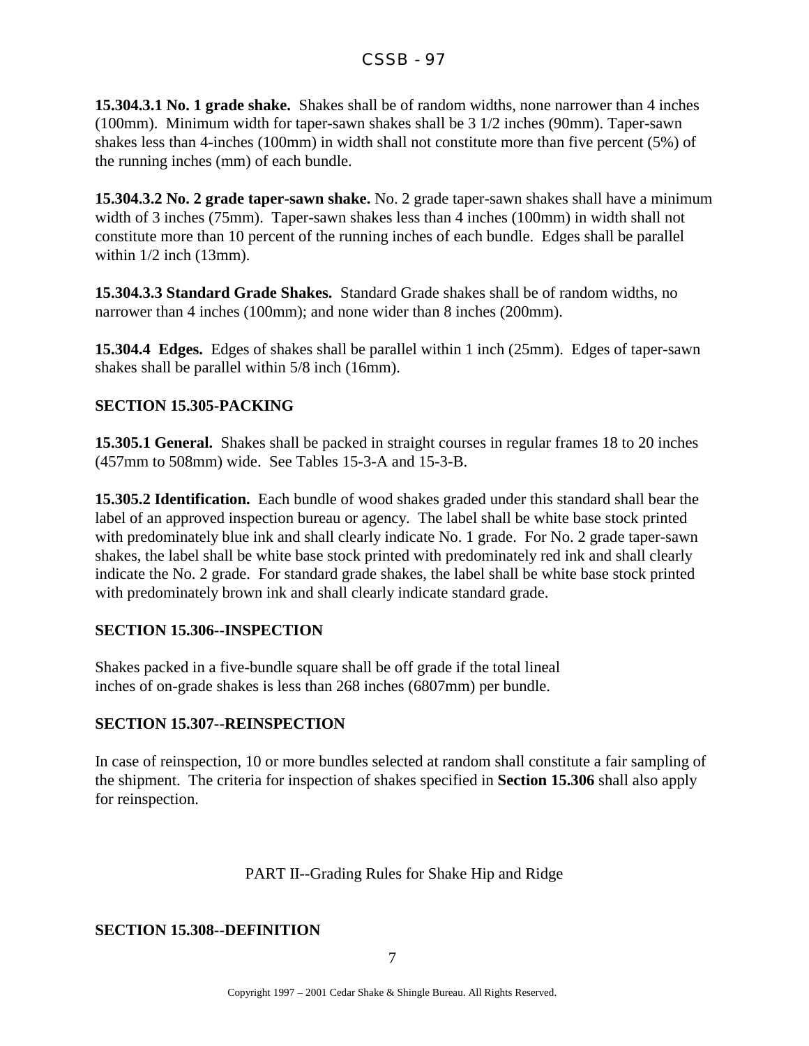**15.304.3.1 No. 1 grade shake.** Shakes shall be of random widths, none narrower than 4 inches (100mm). Minimum width for taper-sawn shakes shall be 3 1/2 inches (90mm). Taper-sawn shakes less than 4-inches (100mm) in width shall not constitute more than five percent (5%) of the running inches (mm) of each bundle.

**15.304.3.2 No. 2 grade taper-sawn shake.** No. 2 grade taper-sawn shakes shall have a minimum width of 3 inches (75mm). Taper-sawn shakes less than 4 inches (100mm) in width shall not constitute more than 10 percent of the running inches of each bundle. Edges shall be parallel within 1/2 inch (13mm).

**15.304.3.3 Standard Grade Shakes.** Standard Grade shakes shall be of random widths, no narrower than 4 inches (100mm); and none wider than 8 inches (200mm).

**15.304.4 Edges.** Edges of shakes shall be parallel within 1 inch (25mm). Edges of taper-sawn shakes shall be parallel within 5/8 inch (16mm).

### SECTION 15.305-PACKING

**15.305.1 General.** Shakes shall be packed in straight courses in regular frames 18 to 20 inches (457mm to 508mm) wide. See Tables 15-3-A and 15-3-B.

**15.305.2 Identification.** Each bundle of wood shakes graded under this standard shall bear the label of an approved inspection bureau or agency. The label shall be white base stock printed with predominately blue ink and shall clearly indicate No. 1 grade. For No. 2 grade taper-sawn shakes, the label shall be white base stock printed with predominately red ink and shall clearly indicate the No. 2 grade. For standard grade shakes, the label shall be white base stock printed with predominately brown ink and shall clearly indicate standard grade.

### SECTION 15.306--INSPECTION

Shakes packed in a five-bundle square shall be off grade if the total lineal inches of on-grade shakes is less than 268 inches (6807mm) per bundle.

### SECTION 15.307--REINSPECTION

In case of reinspection, 10 or more bundles selected at random shall constitute a fair sampling of the shipment. The criteria for inspection of shakes specified in **Section 15.306** shall also apply for reinspection.

## PART II--Grading Rules for Shake Hip and Ridge

### SECTION 15.308--DEFINITION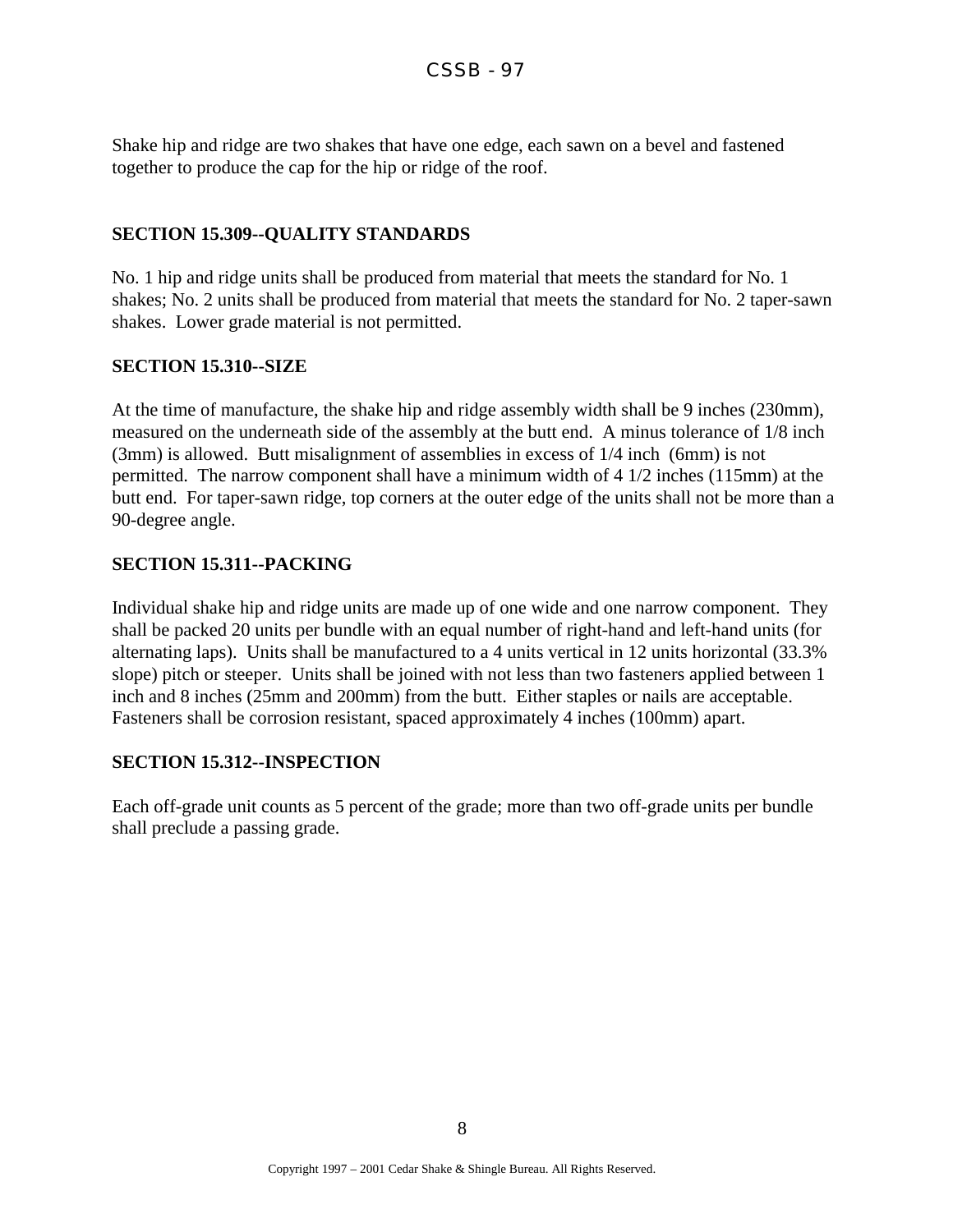Shake hip and ridge are two shakes that have one edge, each sawn on a bevel and fastened together to produce the cap for the hip or ridge of the roof.

**SECTION 15.309--QUALITY STANDARDS**

No. 1 hip and ridge units shall be produced from material that meets the standard for No. 1 shakes; No. 2 units shall be produced from material that meets the standard for No. 2 taper-sawn shakes. Lower grade material is not permitted.

**SECTION 15.310--SIZE**

At the time of manufacture, the shake hip and ridge assembly width shall be 9 inches (230mm), measured on the underneath side of the assembly at the butt end. A minus tolerance of 1/8 inch (3mm) is allowed. Butt misalignment of assemblies in excess of 1/4 inch (6mm) is not permitted. The narrow component shall have a minimum width of 4 1/2 inches (115mm) at the butt end. For taper-sawn ridge, top corners at the outer edge of the units shall not be more than a 90-degree angle.

**SECTION 15.311--PACKING**

Individual shake hip and ridge units are made up of one wide and one narrow component. They shall be packed 20 units per bundle with an equal number of right-hand and left-hand units (for alternating laps). Units shall be manufactured to a 4 units vertical in 12 units horizontal (33.3% slope) pitch or steeper. Units shall be joined with not less than two fasteners applied between 1 inch and 8 inches (25mm and 200mm) from the butt. Either staples or nails are acceptable. Fasteners shall be corrosion resistant, spaced approximately 4 inches (100mm) apart.

**SECTION 15.312--INSPECTION**

Each off-grade unit counts as 5 percent of the grade; more than two off-grade units per bundle shall preclude a passing grade.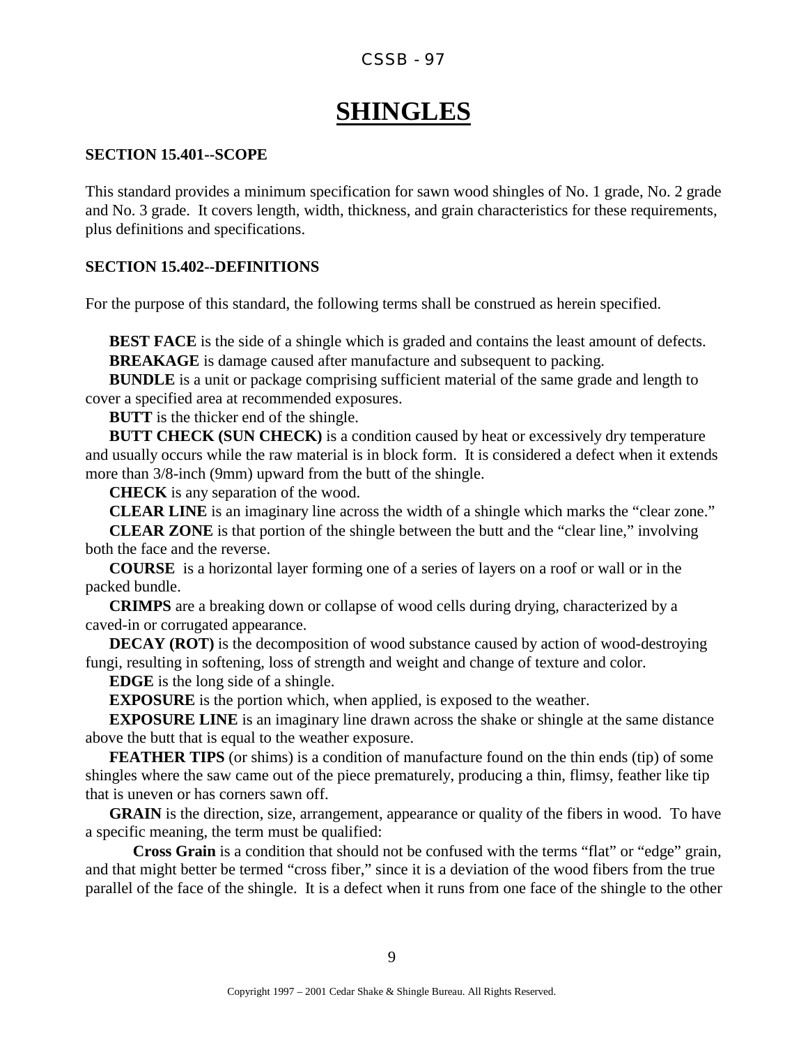# SHINGLES

### SECTION 15.401--SCOPE

This standard provides a minimum specification for sawn wood shingles of No. 1 grade, No. 2 grade and No. 3 grade. It covers length, width, thickness, and grain characteristics for these requirements, plus definitions and specifications.

### SECTION 15.402--DEFINITIONS

For the purpose of this standard, the following terms shall be construed as herein specified.

**BEST FACE** is the side of a shingle which is graded and contains the least amount of defects.

**BREAKAGE** is damage caused after manufacture and subsequent to packing.

**BUNDLE** is a unit or package comprising sufficient material of the same grade and length to cover a specified area at recommended exposures.

**BUTT** is the thicker end of the shingle.

**BUTT CHECK (SUN CHECK)** is a condition caused by heat or excessively dry temperature and usually occurs while the raw material is in block form. It is considered a defect when it extends more than 3/8-inch (9mm) upward from the butt of the shingle.

**CHECK** is any separation of the wood.

**CLEAR LINE** is an imaginary line across the width of a shingle which marks the "clear zone."

**CLEAR ZONE** is that portion of the shingle between the butt and the "clear line," involving both the face and the reverse.

**COURSE** is a horizontal layer forming one of a series of layers on a roof or wall or in the packed bundle.

**CRIMPS** are a breaking down or collapse of wood cells during drying, characterized by a caved-in or corrugated appearance.

**DECAY (ROT)** is the decomposition of wood substance caused by action of wood-destroying fungi, resulting in softening, loss of strength and weight and change of texture and color.

**EDGE** is the long side of a shingle.

**EXPOSURE** is the portion which, when applied, is exposed to the weather.

**EXPOSURE LINE** is an imaginary line drawn across the shake or shingle at the same distance above the butt that is equal to the weather exposure.

**FEATHER TIPS** (or shims) is a condition of manufacture found on the thin ends (tip) of some shingles where the saw came out of the piece prematurely, producing a thin, flimsy, feather like tip that is uneven or has corners sawn off.

**GRAIN** is the direction, size, arrangement, appearance or quality of the fibers in wood. To have a specific meaning, the term must be qualified:

**Cross Grain** is a condition that should not be confused with the terms "flat" or "edge" grain, and that might better be termed "cross fiber," since it is a deviation of the wood fibers from the true parallel of the face of the shingle. It is a defect when it runs from one face of the shingle to the other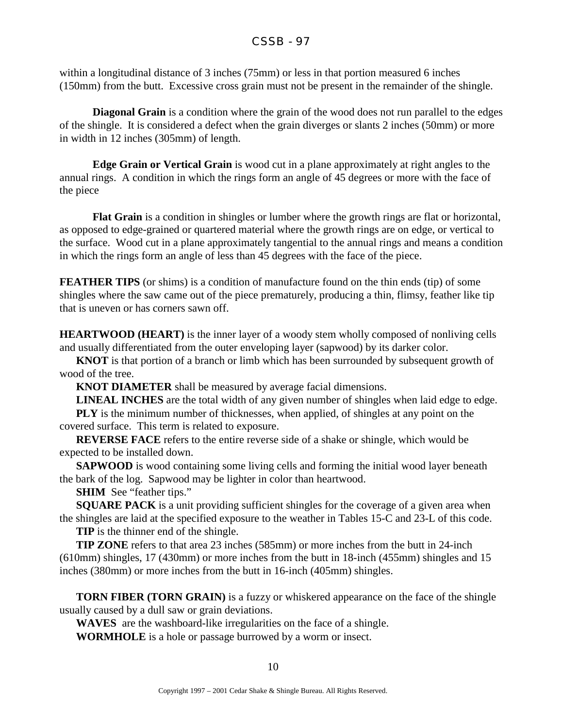within a longitudinal distance of 3 inches (75mm) or less in that portion measured 6 inches (150mm) from the butt. Excessive cross grain must not be present in the remainder of the shingle.

**Diagonal Grain** is a condition where the grain of the wood does not run parallel to the edges of the shingle. It is considered a defect when the grain diverges or slants 2 inches (50mm) or more in width in 12 inches (305mm) of length.

**Edge Grain or Vertical Grain** is wood cut in a plane approximately at right angles to the annual rings. A condition in which the rings form an angle of 45 degrees or more with the face of the piece

**Flat Grain** is a condition in shingles or lumber where the growth rings are flat or horizontal, as opposed to edge-grained or quartered material where the growth rings are on edge, or vertical to the surface. Wood cut in a plane approximately tangential to the annual rings and means a condition in which the rings form an angle of less than 45 degrees with the face of the piece.

**FEATHER TIPS** (or shims) is a condition of manufacture found on the thin ends (tip) of some shingles where the saw came out of the piece prematurely, producing a thin, flimsy, feather like tip that is uneven or has corners sawn off.

**HEARTWOOD (HEART)** is the inner layer of a woody stem wholly composed of nonliving cells and usually differentiated from the outer enveloping layer (sapwood) by its darker color.

**KNOT** is that portion of a branch or limb which has been surrounded by subsequent growth of wood of the tree.

**KNOT DIAMETER** shall be measured by average facial dimensions.

**LINEAL INCHES** are the total width of any given number of shingles when laid edge to edge.

**PLY** is the minimum number of thicknesses, when applied, of shingles at any point on the covered surface. This term is related to exposure.

**REVERSE FACE** refers to the entire reverse side of a shake or shingle, which would be expected to be installed down.

**SAPWOOD** is wood containing some living cells and forming the initial wood layer beneath the bark of the log. Sapwood may be lighter in color than heartwood.

**SHIM** See "feather tips."

**SQUARE PACK** is a unit providing sufficient shingles for the coverage of a given area when the shingles are laid at the specified exposure to the weather in Tables 15-C and 23-L of this code.

**TIP** is the thinner end of the shingle.

**TIP ZONE** refers to that area 23 inches (585mm) or more inches from the butt in 24-inch (610mm) shingles, 17 (430mm) or more inches from the butt in 18-inch (455mm) shingles and 15 inches (380mm) or more inches from the butt in 16-inch (405mm) shingles.

**TORN FIBER (TORN GRAIN)** is a fuzzy or whiskered appearance on the face of the shingle usually caused by a dull saw or grain deviations.

**WAVES** are the washboard-like irregularities on the face of a shingle.

**WORMHOLE** is a hole or passage burrowed by a worm or insect.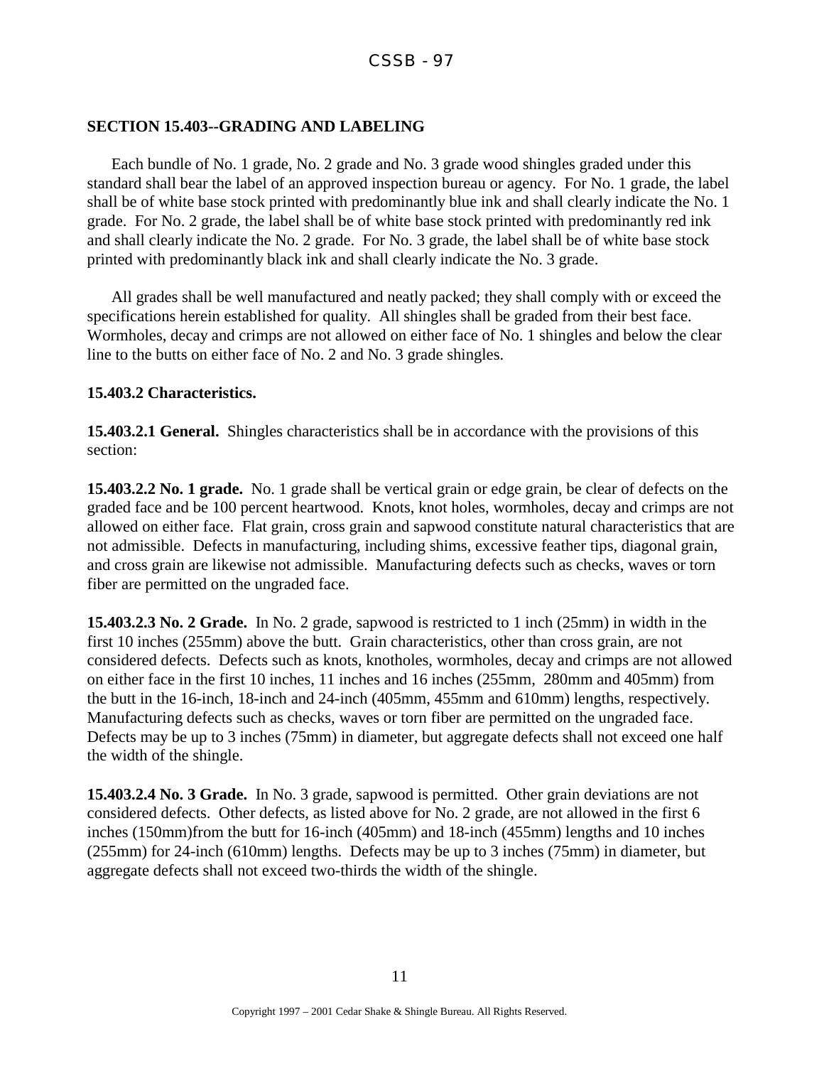## SECTION 15.403--GRADING AND LABELING

Each bundle of No. 1 grade, No. 2 grade and No. 3 grade wood shingles graded under this standard shall bear the label of an approved inspection bureau or agency. For No. 1 grade, the label shall be of white base stock printed with predominantly blue ink and shall clearly indicate the No. 1 grade. For No. 2 grade, the label shall be of white base stock printed with predominantly red ink and shall clearly indicate the No. 2 grade. For No. 3 grade, the label shall be of white base stock printed with predominantly black ink and shall clearly indicate the No. 3 grade.

All grades shall be well manufactured and neatly packed; they shall comply with or exceed the specifications herein established for quality. All shingles shall be graded from their best face. Wormholes, decay and crimps are not allowed on either face of No. 1 shingles and below the clear line to the butts on either face of No. 2 and No. 3 grade shingles.

### 15.403.2 Characteristics.

**15.403.2.1 General.** Shingles characteristics shall be in accordance with the provisions of this section:

**15.403.2.2 No. 1 grade.** No. 1 grade shall be vertical grain or edge grain, be clear of defects on the graded face and be 100 percent heartwood. Knots, knot holes, wormholes, decay and crimps are not allowed on either face. Flat grain, cross grain and sapwood constitute natural characteristics that are not admissible. Defects in manufacturing, including shims, excessive feather tips, diagonal grain, and cross grain are likewise not admissible. Manufacturing defects such as checks, waves or torn fiber are permitted on the ungraded face.

**15.403.2.3 No. 2 Grade.** In No. 2 grade, sapwood is restricted to 1 inch (25mm) in width in the first 10 inches (255mm) above the butt. Grain characteristics, other than cross grain, are not considered defects. Defects such as knots, knotholes, wormholes, decay and crimps are not allowed on either face in the first 10 inches, 11 inches and 16 inches (255mm, 280mm and 405mm) from the butt in the 16-inch, 18-inch and 24-inch (405mm, 455mm and 610mm) lengths, respectively. Manufacturing defects such as checks, waves or torn fiber are permitted on the ungraded face. Defects may be up to 3 inches (75mm) in diameter, but aggregate defects shall not exceed one half the width of the shingle.

**15.403.2.4 No. 3 Grade.** In No. 3 grade, sapwood is permitted. Other grain deviations are not considered defects. Other defects, as listed above for No. 2 grade, are not allowed in the first 6 inches (150mm)from the butt for 16-inch (405mm) and 18-inch (455mm) lengths and 10 inches (255mm) for 24-inch (610mm) lengths. Defects may be up to 3 inches (75mm) in diameter, but aggregate defects shall not exceed two-thirds the width of the shingle.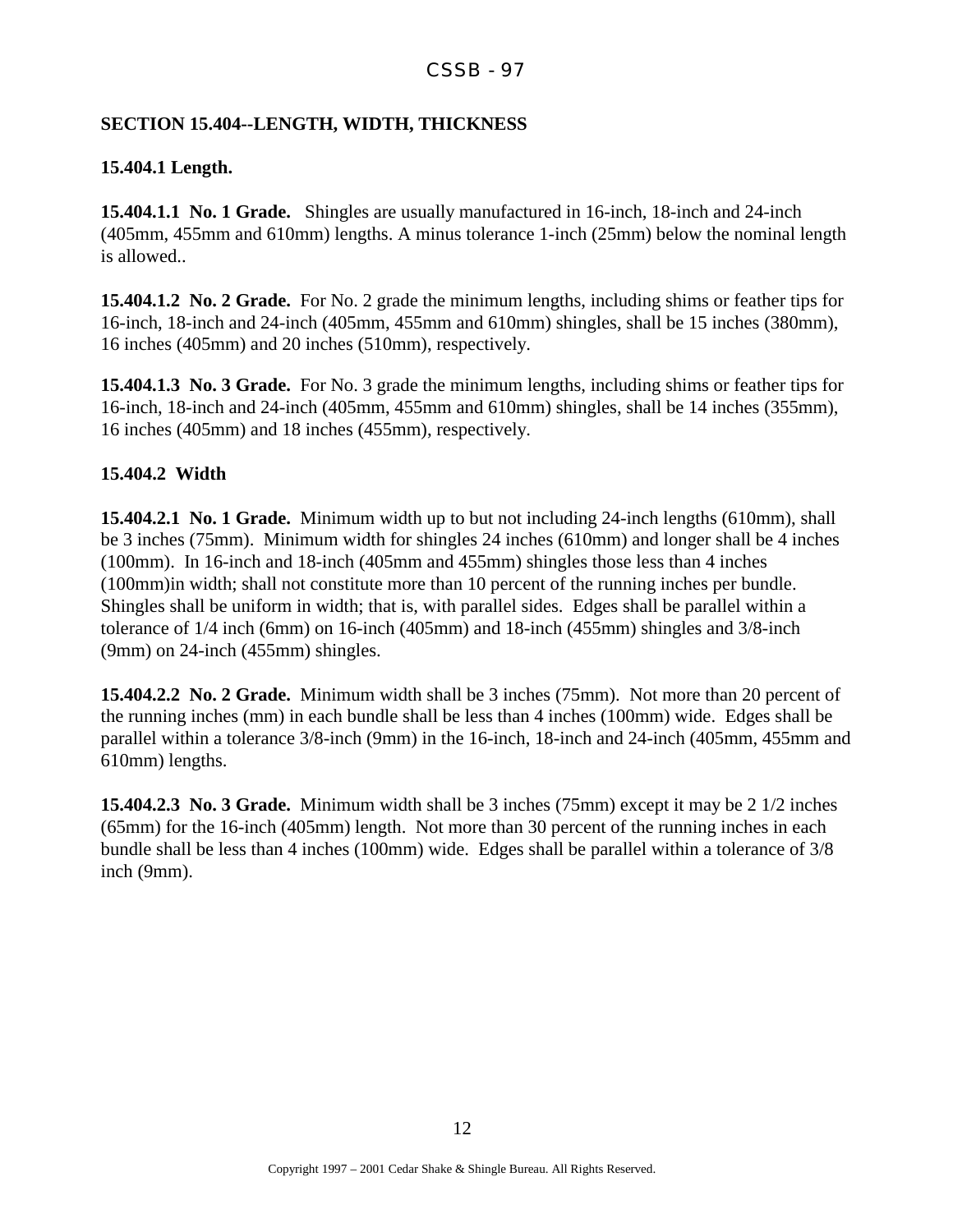## SECTION 15.404--LENGTH, WIDTH, THICKNESS

### 15.404.1 Length.

**15.404.1.1 No. 1 Grade.** Shingles are usually manufactured in 16-inch, 18-inch and 24-inch (405mm, 455mm and 610mm) lengths. A minus tolerance 1-inch (25mm) below the nominal length is allowed..

**15.404.1.2 No. 2 Grade.** For No. 2 grade the minimum lengths, including shims or feather tips for 16-inch, 18-inch and 24-inch (405mm, 455mm and 610mm) shingles, shall be 15 inches (380mm), 16 inches (405mm) and 20 inches (510mm), respectively.

**15.404.1.3 No. 3 Grade.** For No. 3 grade the minimum lengths, including shims or feather tips for 16-inch, 18-inch and 24-inch (405mm, 455mm and 610mm) shingles, shall be 14 inches (355mm), 16 inches (405mm) and 18 inches (455mm), respectively.

### 15.404.2 Width

**15.404.2.1 No. 1 Grade.** Minimum width up to but not including 24-inch lengths (610mm), shall be 3 inches (75mm). Minimum width for shingles 24 inches (610mm) and longer shall be 4 inches (100mm). In 16-inch and 18-inch (405mm and 455mm) shingles those less than 4 inches (100mm)in width; shall not constitute more than 10 percent of the running inches per bundle. Shingles shall be uniform in width; that is, with parallel sides. Edges shall be parallel within a tolerance of 1/4 inch (6mm) on 16-inch (405mm) and 18-inch (455mm) shingles and 3/8-inch (9mm) on 24-inch (455mm) shingles.

**15.404.2.2 No. 2 Grade.** Minimum width shall be 3 inches (75mm). Not more than 20 percent of the running inches (mm) in each bundle shall be less than 4 inches (100mm) wide. Edges shall be parallel within a tolerance 3/8-inch (9mm) in the 16-inch, 18-inch and 24-inch (405mm, 455mm and 610mm) lengths.

**15.404.2.3 No. 3 Grade.** Minimum width shall be 3 inches (75mm) except it may be 2 1/2 inches (65mm) for the 16-inch (405mm) length. Not more than 30 percent of the running inches in each bundle shall be less than 4 inches (100mm) wide. Edges shall be parallel within a tolerance of 3/8 inch (9mm).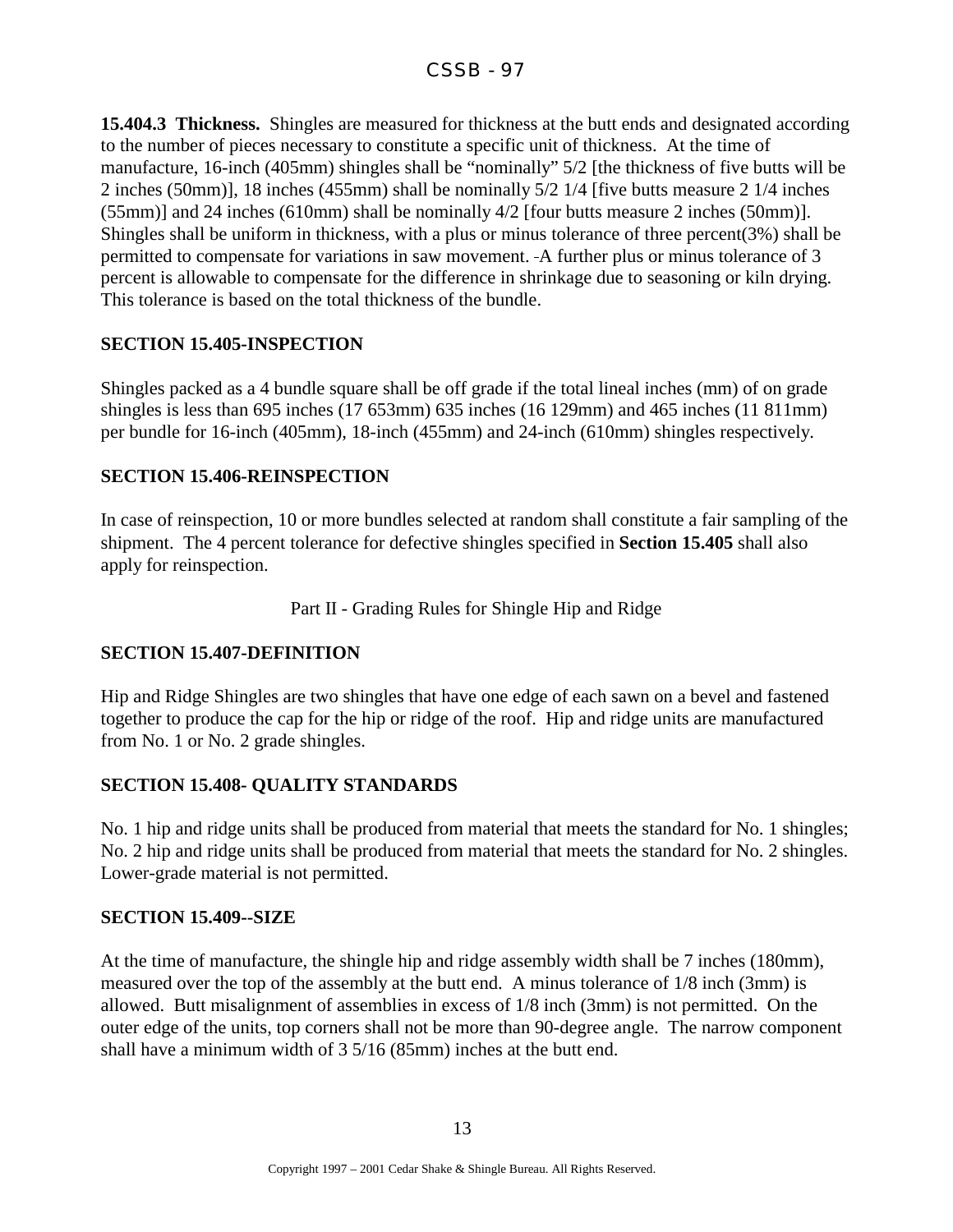**15.404.3 Thickness.** Shingles are measured for thickness at the butt ends and designated according to the number of pieces necessary to constitute a specific unit of thickness. At the time of manufacture, 16-inch (405mm) shingles shall be "nominally" 5/2 [the thickness of five butts will be 2 inches (50mm)], 18 inches (455mm) shall be nominally 5/2 1/4 [five butts measure 2 1/4 inches (55mm)] and 24 inches (610mm) shall be nominally 4/2 [four butts measure 2 inches (50mm)]. Shingles shall be uniform in thickness, with a plus or minus tolerance of three percent(3%) shall be permitted to compensate for variations in saw movement. A further plus or minus tolerance of 3 percent is allowable to compensate for the difference in shrinkage due to seasoning or kiln drying. This tolerance is based on the total thickness of the bundle.

## SECTION 15.405-INSPECTION

Shingles packed as a 4 bundle square shall be off grade if the total lineal inches (mm) of on grade shingles is less than 695 inches (17 653mm) 635 inches (16 129mm) and 465 inches (11 811mm) per bundle for 16-inch (405mm), 18-inch (455mm) and 24-inch (610mm) shingles respectively.

## SECTION 15.406-REINSPECTION

In case of reinspection, 10 or more bundles selected at random shall constitute a fair sampling of the shipment. The 4 percent tolerance for defective shingles specified in **Section 15.405** shall also apply for reinspection.

# Part II - Grading Rules for Shingle Hip and Ridge

## SECTION 15.407-DEFINITION

Hip and Ridge Shingles are two shingles that have one edge of each sawn on a bevel and fastened together to produce the cap for the hip or ridge of the roof. Hip and ridge units are manufactured from No. 1 or No. 2 grade shingles.

## SECTION 15.408- QUALITY STANDARDS

No. 1 hip and ridge units shall be produced from material that meets the standard for No. 1 shingles; No. 2 hip and ridge units shall be produced from material that meets the standard for No. 2 shingles. Lower-grade material is not permitted.

## SECTION 15.409--SIZE

At the time of manufacture, the shingle hip and ridge assembly width shall be 7 inches (180mm), measured over the top of the assembly at the butt end. A minus tolerance of 1/8 inch (3mm) is allowed. Butt misalignment of assemblies in excess of 1/8 inch (3mm) is not permitted. On the outer edge of the units, top corners shall not be more than 90-degree angle. The narrow component shall have a minimum width of 3 5/16 (85mm) inches at the butt end.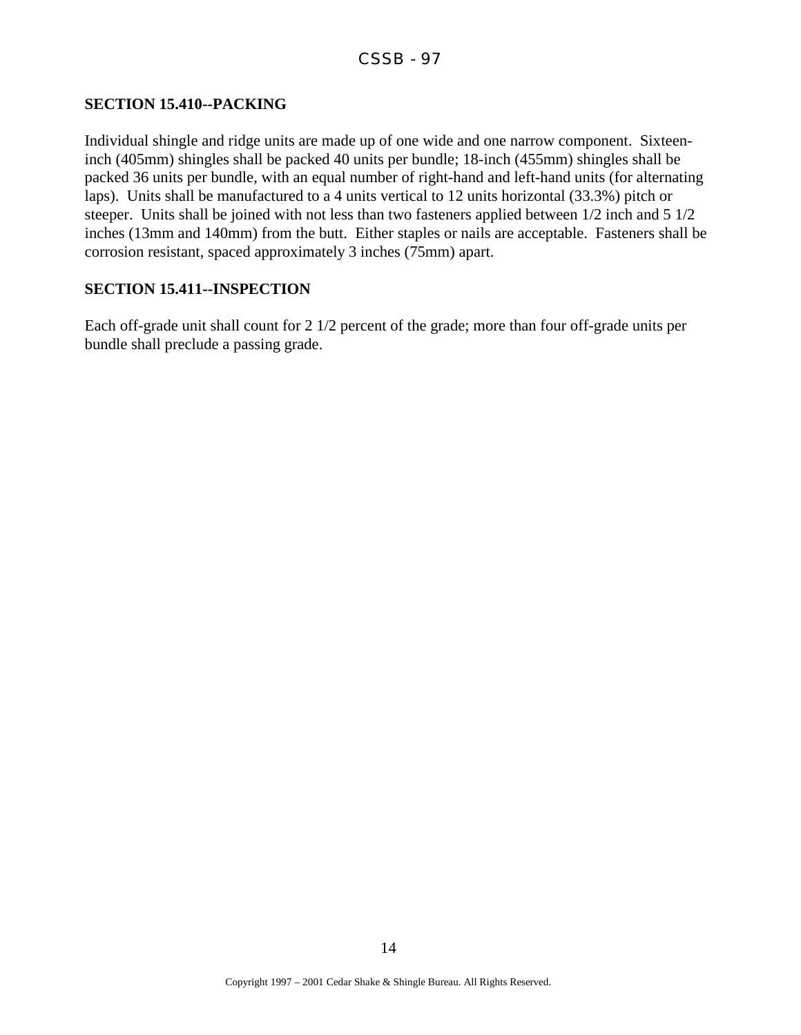**SECTION 15.410--PACKING**

Individual shingle and ridge units are made up of one wide and one narrow component. Sixteen-inch (405mm) shingles shall be packed 40 units per bundle; 18-inch (455mm) shingles shall be packed 36 units per bundle, with an equal number of right-hand and left-hand units (for alternating laps). Units shall be manufactured to a 4 units vertical to 12 units horizontal (33.3%) pitch or steeper. Units shall be joined with not less than two fasteners applied between 1/2 inch and 5 1/2 inches (13mm and 140mm) from the butt. Either staples or nails are acceptable. Fasteners shall be corrosion resistant, spaced approximately 3 inches (75mm) apart.

**SECTION 15.411--INSPECTION**

Each off-grade unit shall count for 2 1/2 percent of the grade; more than four off-grade units per bundle shall preclude a passing grade.